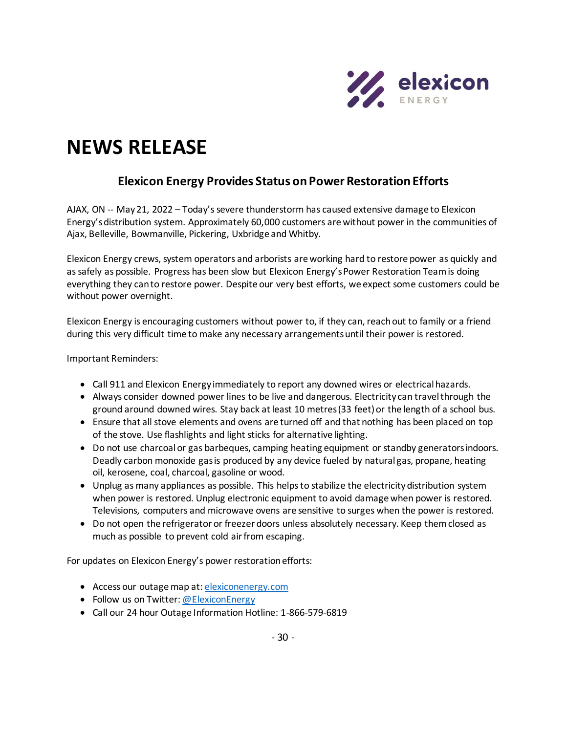# NEWS RELEASE

## Elexicon Energy Provides Status on Power Restoration Efforts

AJAX, ON -- May 21, 2022 – Today's severe thunderstorm has caused extensive damage to Elexicon Energy's distribution system. Approximately 60,000 customers are without power in the communities of Ajax, Belleville, Bowmanville, Pickering, Uxbridge and Whitby.

Elexicon Energy crews, system operators and arborists are working hard to restore power as quickly and as safely as possible. Progress has been slow but Elexicon Energy's Power Restoration Team is doing everything they can to restore power. Despite our very best efforts, we expect some customers could be without power overnight.

Elexicon Energy is encouraging customers without power to, if they can, reach out to family or a friend during this very difficult time to make any necessary arrangements until their power is restored.

Important Reminders:

- Call 911 and Elexicon Energy immediately to report any downed wires or electrical hazards.
- Always consider downed power lines to be live and dangerous. Electricity can travel through the ground around downed wires. Stay back at least 10 metres (33 feet) or the length of a school bus.
- Ensure that all stove elements and ovens are turned off and that nothing has been placed on top of the stove. Use flashlights and light sticks for alternative lighting.
- Do not use charcoal or gas barbeques, camping heating equipment or standby generators indoors. Deadly carbon monoxide gas is produced by any device fueled by natural gas, propane, heating oil, kerosene, coal, charcoal, gasoline or wood.
- Unplug as many appliances as possible. This helps to stabilize the electricity distribution system when power is restored. Unplug electronic equipment to avoid damage when power is restored. Televisions, computers and microwave ovens are sensitive to surges when the power is restored.
- Do not open the refrigerator or freezer doors unless absolutely necessary. Keep them closed as much as possible to prevent cold air from escaping.

For updates on Elexicon Energy's power restoration efforts:

- Access our outage map at: elexiconenergy.com
- Follow us on Twitter: @ElexiconEnergy
- Call our 24 hour Outage Information Hotline: 1-866-579-6819

- 30 -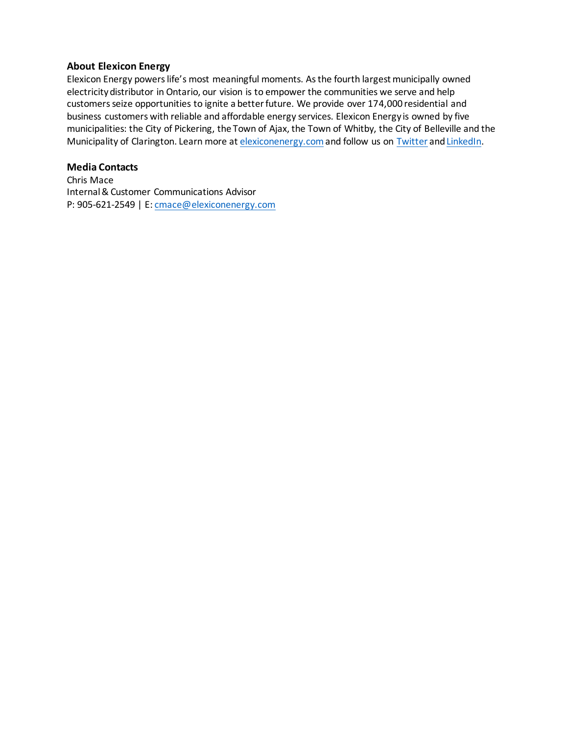**About Elexicon Energy**

Elexicon Energy powers life's most meaningful moments. As the fourth largest municipally owned electricity distributor in Ontario, our vision is to empower the communities we serve and help customers seize opportunities to ignite a better future. We provide over 174,000 residential and business customers with reliable and affordable energy services. Elexicon Energy is owned by five municipalities: the City of Pickering, the Town of Ajax, the Town of Whitby, the City of Belleville and the Municipality of Clarington. Learn more at elexiconenergy.com and follow us on Twitter and LinkedIn.

**Media Contacts**

Chris Mace
Internal & Customer Communications Advisor
P: 905-621-2549 | E: cmace@elexiconenergy.com